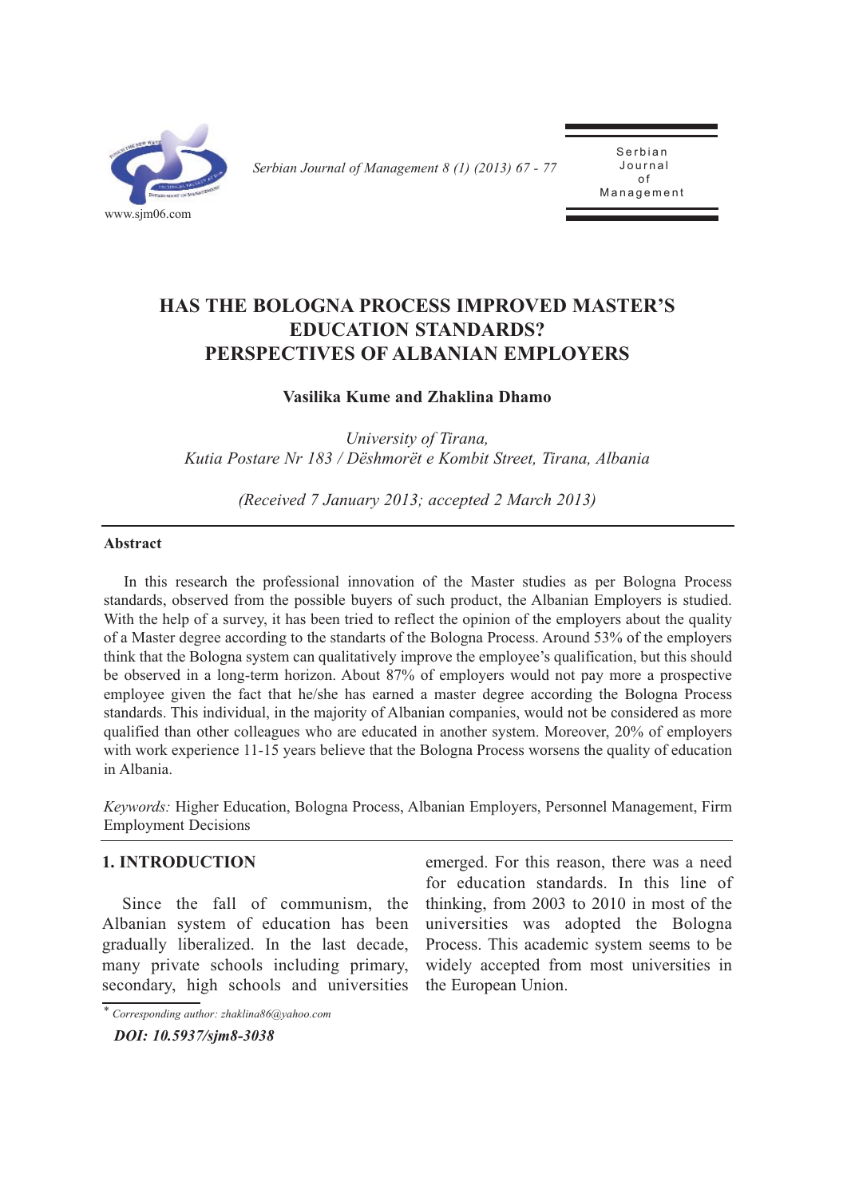# HAS THE BOLOGNA PROCESS IMPROVED MASTER'S EDUCATION STANDARDS? PERSPECTIVES OF ALBANIAN EMPLOYERS

**Vasilika Kume and Zhaklina Dhamo**

*University of Tirana,*
*Kutia Postare Nr 183 / Dëshmorët e Kombit Street, Tirana, Albania*

*(Received 7 January 2013; accepted 2 March 2013)*

---

**Abstract**

In this research the professional innovation of the Master studies as per Bologna Process standards, observed from the possible buyers of such product, the Albanian Employers is studied. With the help of a survey, it has been tried to reflect the opinion of the employers about the quality of a Master degree according to the standarts of the Bologna Process. Around 53% of the employers think that the Bologna system can qualitatively improve the employee's qualification, but this should be observed in a long-term horizon. About 87% of employers would not pay more a prospective employee given the fact that he/she has earned a master degree according the Bologna Process standards. This individual, in the majority of Albanian companies, would not be considered as more qualified than other colleagues who are educated in another system. Moreover, 20% of employers with work experience 11-15 years believe that the Bologna Process worsens the quality of education in Albania.

*Keywords:* Higher Education, Bologna Process, Albanian Employers, Personnel Management, Firm Employment Decisions

---

## 1. INTRODUCTION

Since the fall of communism, the Albanian system of education has been gradually liberalized. In the last decade, many private schools including primary, secondary, high schools and universities emerged. For this reason, there was a need for education standards. In this line of thinking, from 2003 to 2010 in most of the universities was adopted the Bologna Process. This academic system seems to be widely accepted from most universities in the European Union.

---

* *Corresponding author: zhaklina86@yahoo.com*

***DOI: 10.5937/sjm8-3038***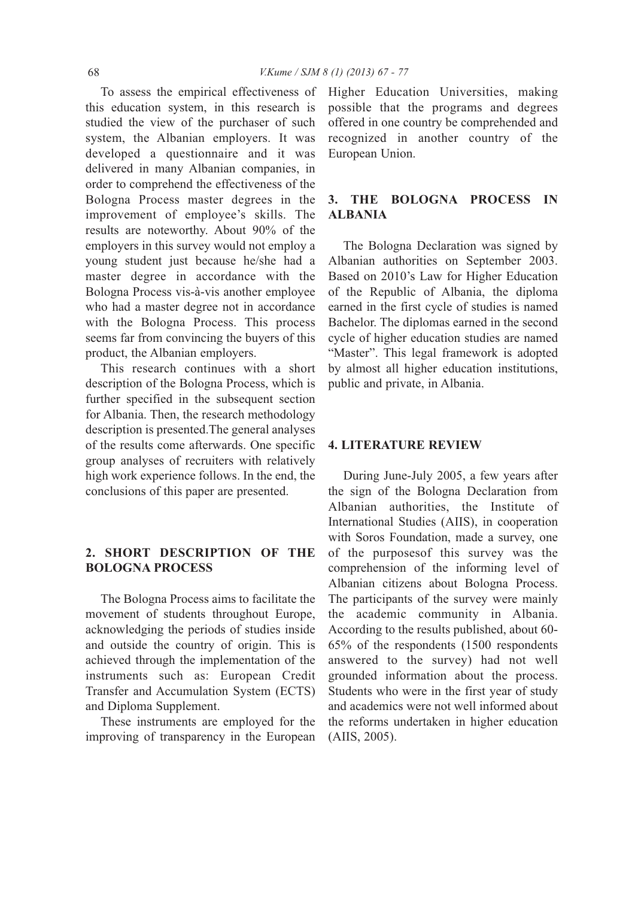To assess the empirical effectiveness of this education system, in this research is studied the view of the purchaser of such system, the Albanian employers. It was developed a questionnaire and it was delivered in many Albanian companies, in order to comprehend the effectiveness of the Bologna Process master degrees in the improvement of employee's skills. The results are noteworthy. About 90% of the employers in this survey would not employ a young student just because he/she had a master degree in accordance with the Bologna Process vis-à-vis another employee who had a master degree not in accordance with the Bologna Process. This process seems far from convincing the buyers of this product, the Albanian employers.

This research continues with a short description of the Bologna Process, which is further specified in the subsequent section for Albania. Then, the research methodology description is presented.The general analyses of the results come afterwards. One specific group analyses of recruiters with relatively high work experience follows. In the end, the conclusions of this paper are presented.

## 2. SHORT DESCRIPTION OF THE BOLOGNA PROCESS

The Bologna Process aims to facilitate the movement of students throughout Europe, acknowledging the periods of studies inside and outside the country of origin. This is achieved through the implementation of the instruments such as: European Credit Transfer and Accumulation System (ECTS) and Diploma Supplement.

These instruments are employed for the improving of transparency in the European Higher Education Universities, making possible that the programs and degrees offered in one country be comprehended and recognized in another country of the European Union.

## 3. THE BOLOGNA PROCESS IN ALBANIA

The Bologna Declaration was signed by Albanian authorities on September 2003. Based on 2010's Law for Higher Education of the Republic of Albania, the diploma earned in the first cycle of studies is named Bachelor. The diplomas earned in the second cycle of higher education studies are named "Master". This legal framework is adopted by almost all higher education institutions, public and private, in Albania.

## 4. LITERATURE REVIEW

During June-July 2005, a few years after the sign of the Bologna Declaration from Albanian authorities, the Institute of International Studies (AIIS), in cooperation with Soros Foundation, made a survey, one of the purposesof this survey was the comprehension of the informing level of Albanian citizens about Bologna Process. The participants of the survey were mainly the academic community in Albania. According to the results published, about 60-65% of the respondents (1500 respondents answered to the survey) had not well grounded information about the process. Students who were in the first year of study and academics were not well informed about the reforms undertaken in higher education (AIIS, 2005).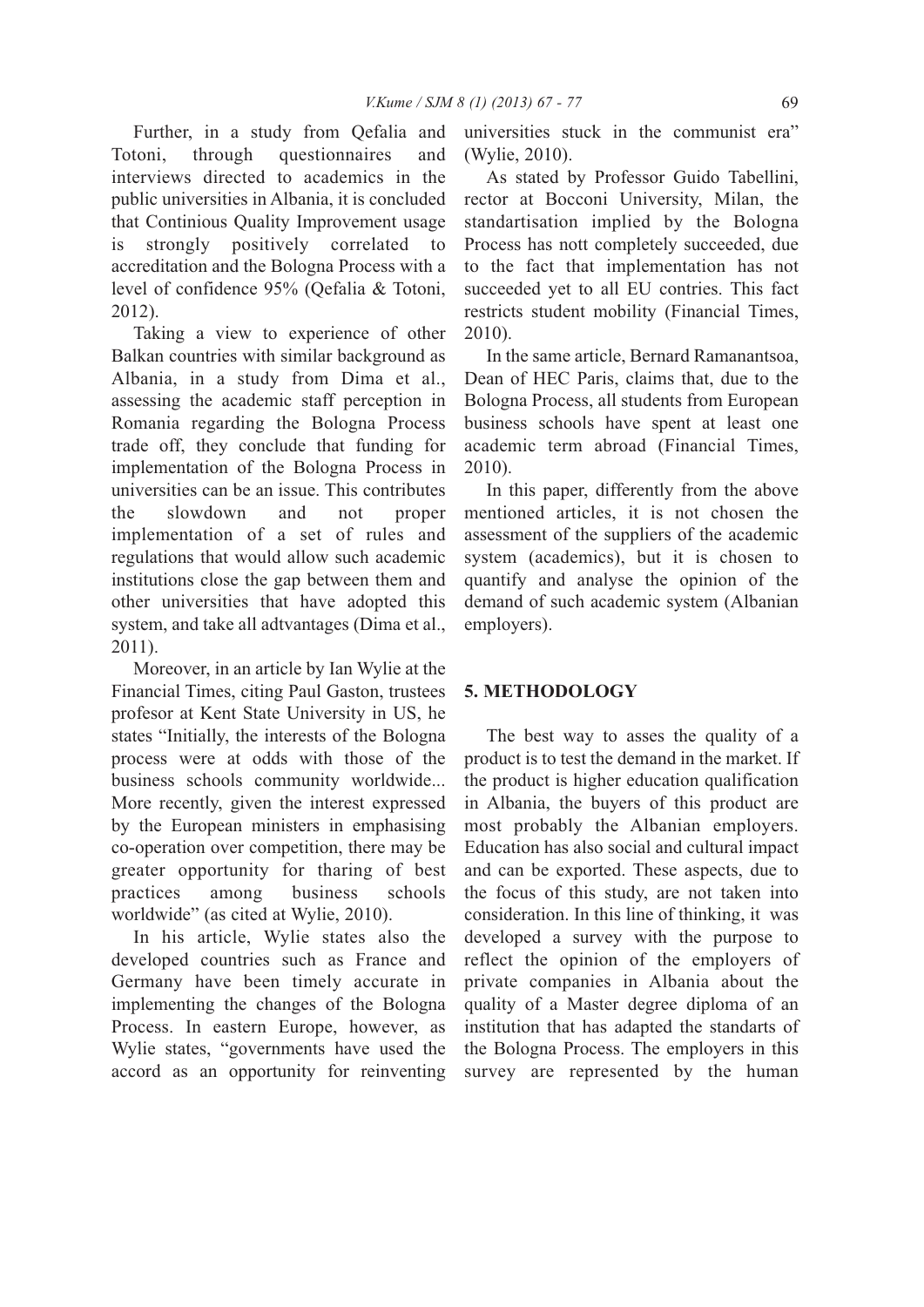Further, in a study from Qefalia and Totoni, through questionnaires and interviews directed to academics in the public universities in Albania, it is concluded that Continious Quality Improvement usage is strongly positively correlated to accreditation and the Bologna Process with a level of confidence 95% (Qefalia & Totoni, 2012).

Taking a view to experience of other Balkan countries with similar background as Albania, in a study from Dima et al., assessing the academic staff perception in Romania regarding the Bologna Process trade off, they conclude that funding for implementation of the Bologna Process in universities can be an issue. This contributes the slowdown and not proper implementation of a set of rules and regulations that would allow such academic institutions close the gap between them and other universities that have adopted this system, and take all adtvantages (Dima et al., 2011).

Moreover, in an article by Ian Wylie at the Financial Times, citing Paul Gaston, trustees profesor at Kent State University in US, he states "Initially, the interests of the Bologna process were at odds with those of the business schools community worldwide... More recently, given the interest expressed by the European ministers in emphasising co-operation over competition, there may be greater opportunity for tharing of best practices among business schools worldwide" (as cited at Wylie, 2010).

In his article, Wylie states also the developed countries such as France and Germany have been timely accurate in implementing the changes of the Bologna Process. In eastern Europe, however, as Wylie states, "governments have used the accord as an opportunity for reinventing universities stuck in the communist era" (Wylie, 2010).

As stated by Professor Guido Tabellini, rector at Bocconi University, Milan, the standartisation implied by the Bologna Process has nott completely succeeded, due to the fact that implementation has not succeeded yet to all EU contries. This fact restricts student mobility (Financial Times, 2010).

In the same article, Bernard Ramanantsoa, Dean of HEC Paris, claims that, due to the Bologna Process, all students from European business schools have spent at least one academic term abroad (Financial Times, 2010).

In this paper, differently from the above mentioned articles, it is not chosen the assessment of the suppliers of the academic system (academics), but it is chosen to quantify and analyse the opinion of the demand of such academic system (Albanian employers).

## 5. METHODOLOGY

The best way to asses the quality of a product is to test the demand in the market. If the product is higher education qualification in Albania, the buyers of this product are most probably the Albanian employers. Education has also social and cultural impact and can be exported. These aspects, due to the focus of this study, are not taken into consideration. In this line of thinking, it was developed a survey with the purpose to reflect the opinion of the employers of private companies in Albania about the quality of a Master degree diploma of an institution that has adapted the standarts of the Bologna Process. The employers in this survey are represented by the human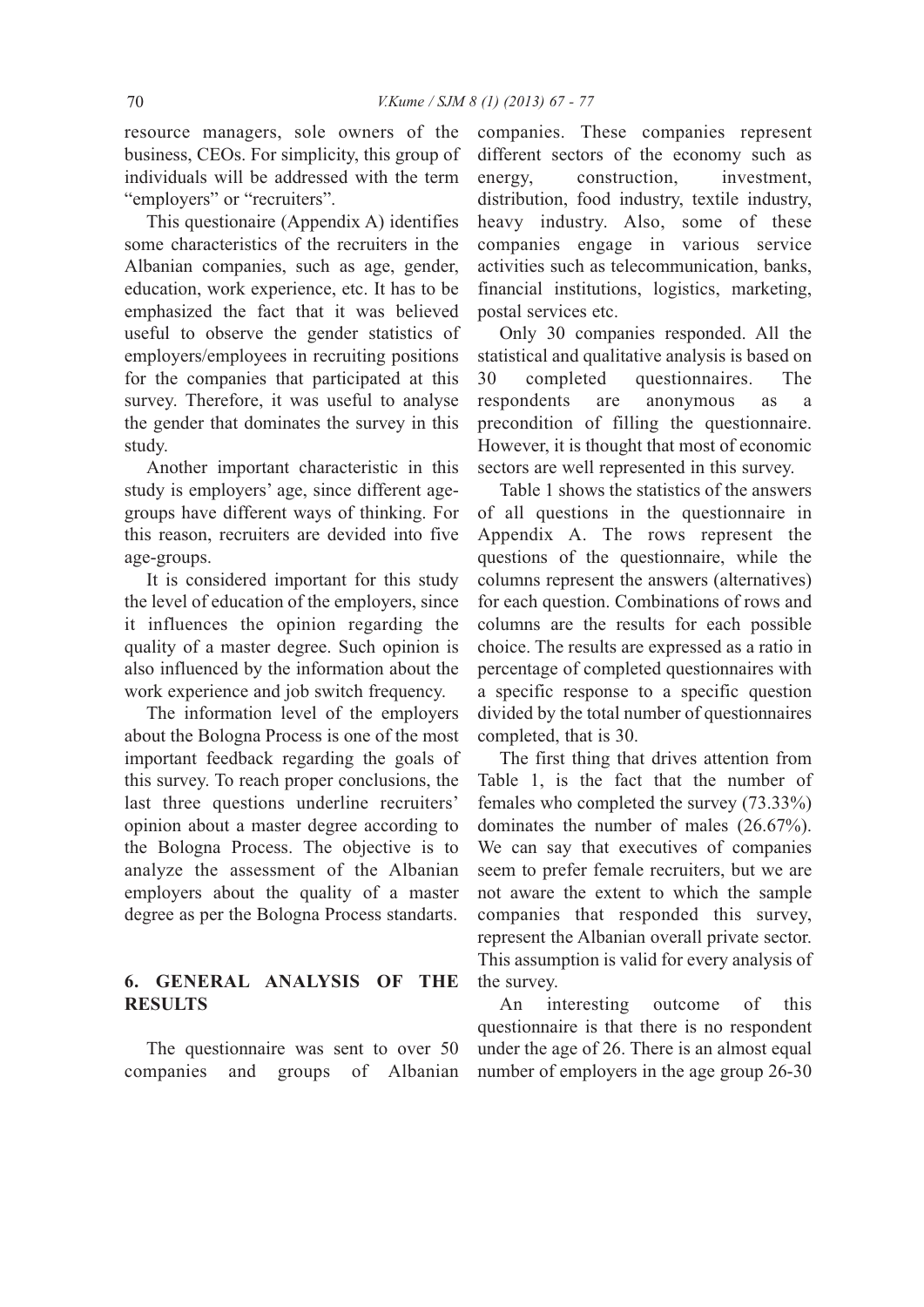resource managers, sole owners of the business, CEOs. For simplicity, this group of individuals will be addressed with the term "employers" or "recruiters".

This questionaire (Appendix A) identifies some characteristics of the recruiters in the Albanian companies, such as age, gender, education, work experience, etc. It has to be emphasized the fact that it was believed useful to observe the gender statistics of employers/employees in recruiting positions for the companies that participated at this survey. Therefore, it was useful to analyse the gender that dominates the survey in this study.

Another important characteristic in this study is employers' age, since different age-groups have different ways of thinking. For this reason, recruiters are devided into five age-groups.

It is considered important for this study the level of education of the employers, since it influences the opinion regarding the quality of a master degree. Such opinion is also influenced by the information about the work experience and job switch frequency.

The information level of the employers about the Bologna Process is one of the most important feedback regarding the goals of this survey. To reach proper conclusions, the last three questions underline recruiters' opinion about a master degree according to the Bologna Process. The objective is to analyze the assessment of the Albanian employers about the quality of a master degree as per the Bologna Process standarts.

## 6. GENERAL ANALYSIS OF THE RESULTS

The questionnaire was sent to over 50 companies and groups of Albanian companies. These companies represent different sectors of the economy such as energy, construction, investment, distribution, food industry, textile industry, heavy industry. Also, some of these companies engage in various service activities such as telecommunication, banks, financial institutions, logistics, marketing, postal services etc.

Only 30 companies responded. All the statistical and qualitative analysis is based on 30 completed questionnaires. The respondents are anonymous as a precondition of filling the questionnaire. However, it is thought that most of economic sectors are well represented in this survey.

Table 1 shows the statistics of the answers of all questions in the questionnaire in Appendix A. The rows represent the questions of the questionnaire, while the columns represent the answers (alternatives) for each question. Combinations of rows and columns are the results for each possible choice. The results are expressed as a ratio in percentage of completed questionnaires with a specific response to a specific question divided by the total number of questionnaires completed, that is 30.

The first thing that drives attention from Table 1, is the fact that the number of females who completed the survey (73.33%) dominates the number of males (26.67%). We can say that executives of companies seem to prefer female recruiters, but we are not aware the extent to which the sample companies that responded this survey, represent the Albanian overall private sector. This assumption is valid for every analysis of the survey.

An interesting outcome of this questionnaire is that there is no respondent under the age of 26. There is an almost equal number of employers in the age group 26-30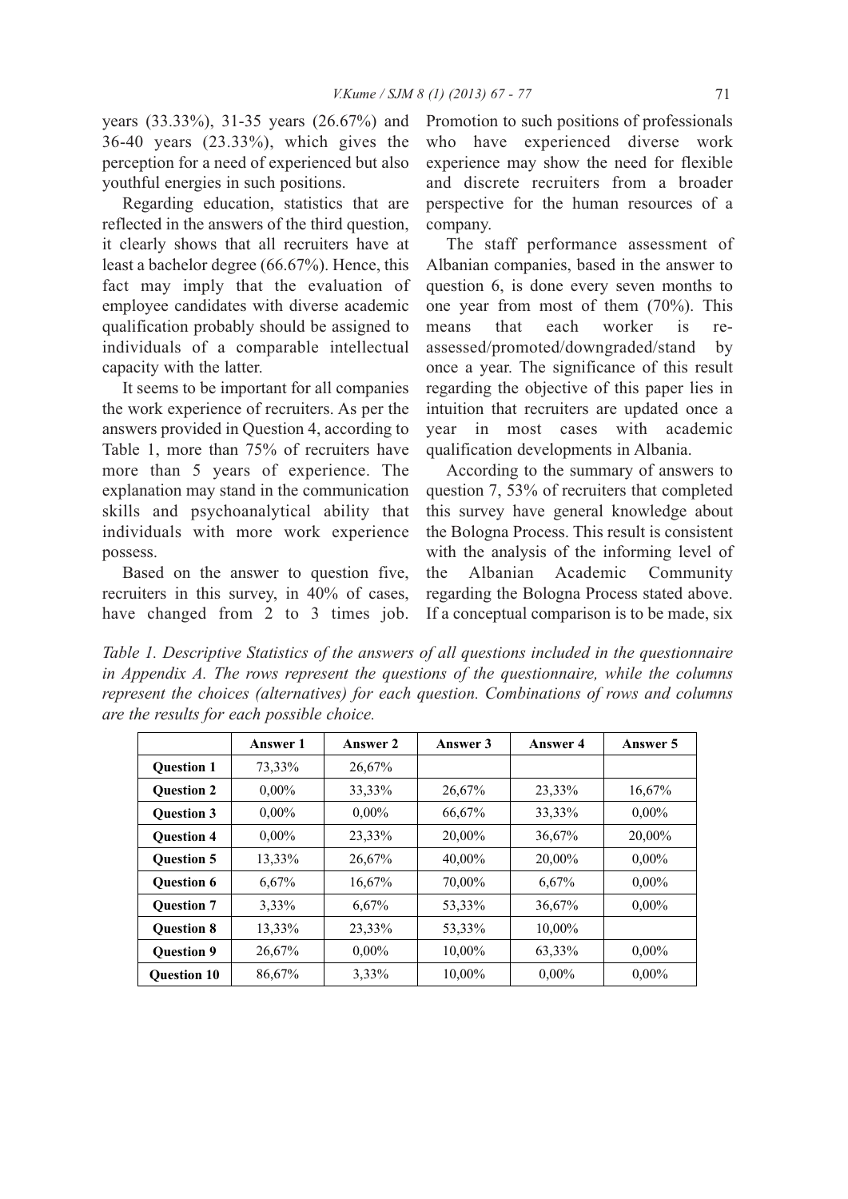years (33.33%), 31-35 years (26.67%) and 36-40 years (23.33%), which gives the perception for a need of experienced but also youthful energies in such positions.

Regarding education, statistics that are reflected in the answers of the third question, it clearly shows that all recruiters have at least a bachelor degree (66.67%). Hence, this fact may imply that the evaluation of employee candidates with diverse academic qualification probably should be assigned to individuals of a comparable intellectual capacity with the latter.

It seems to be important for all companies the work experience of recruiters. As per the answers provided in Question 4, according to Table 1, more than 75% of recruiters have more than 5 years of experience. The explanation may stand in the communication skills and psychoanalytical ability that individuals with more work experience possess.

Based on the answer to question five, recruiters in this survey, in 40% of cases, have changed from 2 to 3 times job. Promotion to such positions of professionals who have experienced diverse work experience may show the need for flexible and discrete recruiters from a broader perspective for the human resources of a company.

The staff performance assessment of Albanian companies, based in the answer to question 6, is done every seven months to one year from most of them (70%). This means that each worker is re-assessed/promoted/downgraded/stand by once a year. The significance of this result regarding the objective of this paper lies in intuition that recruiters are updated once a year in most cases with academic qualification developments in Albania.

According to the summary of answers to question 7, 53% of recruiters that completed this survey have general knowledge about the Bologna Process. This result is consistent with the analysis of the informing level of the Albanian Academic Community regarding the Bologna Process stated above. If a conceptual comparison is to be made, six

*Table 1. Descriptive Statistics of the answers of all questions included in the questionnaire in Appendix A. The rows represent the questions of the questionnaire, while the columns represent the choices (alternatives) for each question. Combinations of rows and columns are the results for each possible choice.*

| | Answer 1 | Answer 2 | Answer 3 | Answer 4 | Answer 5 |
|---|---|---|---|---|---|
| **Question 1** | 73,33% | 26,67% | | | |
| **Question 2** | 0,00% | 33,33% | 26,67% | 23,33% | 16,67% |
| **Question 3** | 0,00% | 0,00% | 66,67% | 33,33% | 0,00% |
| **Question 4** | 0,00% | 23,33% | 20,00% | 36,67% | 20,00% |
| **Question 5** | 13,33% | 26,67% | 40,00% | 20,00% | 0,00% |
| **Question 6** | 6,67% | 16,67% | 70,00% | 6,67% | 0,00% |
| **Question 7** | 3,33% | 6,67% | 53,33% | 36,67% | 0,00% |
| **Question 8** | 13,33% | 23,33% | 53,33% | 10,00% | |
| **Question 9** | 26,67% | 0,00% | 10,00% | 63,33% | 0,00% |
| **Question 10** | 86,67% | 3,33% | 10,00% | 0,00% | 0,00% |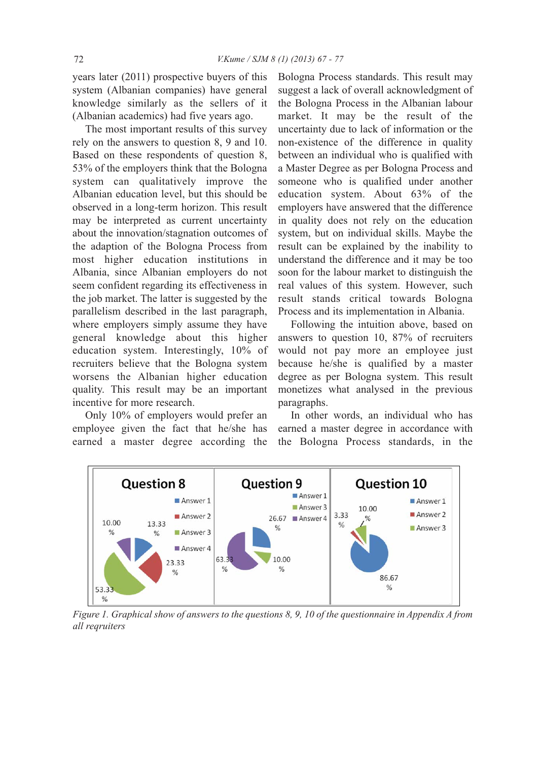years later (2011) prospective buyers of this system (Albanian companies) have general knowledge similarly as the sellers of it (Albanian academics) had five years ago.

The most important results of this survey rely on the answers to question 8, 9 and 10. Based on these respondents of question 8, 53% of the employers think that the Bologna system can qualitatively improve the Albanian education level, but this should be observed in a long-term horizon. This result may be interpreted as current uncertainty about the innovation/stagnation outcomes of the adaption of the Bologna Process from most higher education institutions in Albania, since Albanian employers do not seem confident regarding its effectiveness in the job market. The latter is suggested by the parallelism described in the last paragraph, where employers simply assume they have general knowledge about this higher education system. Interestingly, 10% of recruiters believe that the Bologna system worsens the Albanian higher education quality. This result may be an important incentive for more research.

Only 10% of employers would prefer an employee given the fact that he/she has earned a master degree according the Bologna Process standards. This result may suggest a lack of overall acknowledgment of the Bologna Process in the Albanian labour market. It may be the result of the uncertainty due to lack of information or the non-existence of the difference in quality between an individual who is qualified with a Master Degree as per Bologna Process and someone who is qualified under another education system. About 63% of the employers have answered that the difference in quality does not rely on the education system, but on individual skills. Maybe the result can be explained by the inability to understand the difference and it may be too soon for the labour market to distinguish the real values of this system. However, such result stands critical towards Bologna Process and its implementation in Albania.

Following the intuition above, based on answers to question 10, 87% of recruiters would not pay more an employee just because he/she is qualified by a master degree as per Bologna system. This result monetizes what analysed in the previous paragraphs.

In other words, an individual who has earned a master degree in accordance with the Bologna Process standards, in the

*Figure 1. Graphical show of answers to the questions 8, 9, 10 of the questionnaire in Appendix A from all reqruiters*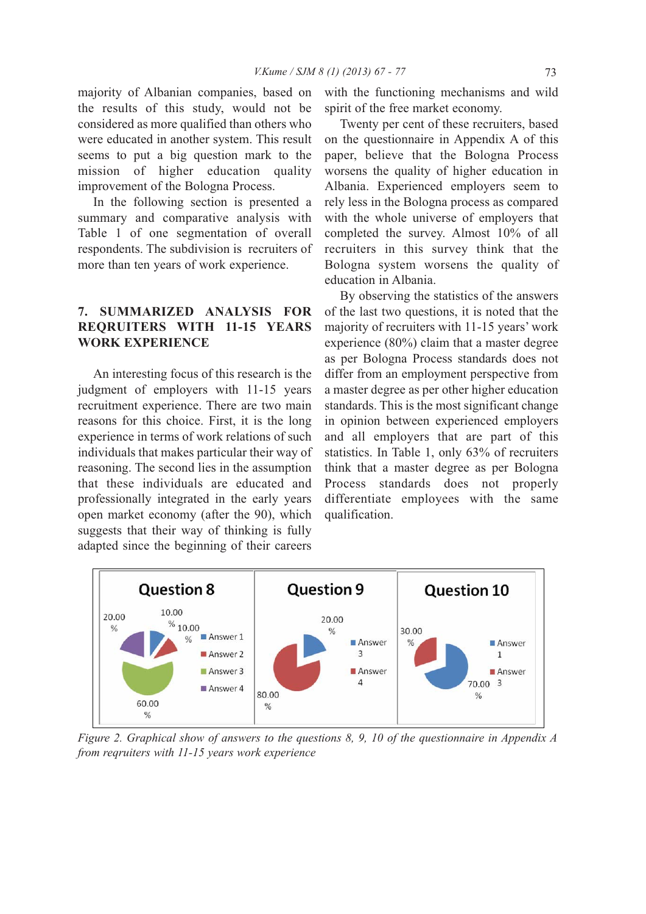majority of Albanian companies, based on the results of this study, would not be considered as more qualified than others who were educated in another system. This result seems to put a big question mark to the mission of higher education quality improvement of the Bologna Process.

In the following section is presented a summary and comparative analysis with Table 1 of one segmentation of overall respondents. The subdivision is recruiters of more than ten years of work experience.

## 7. SUMMARIZED ANALYSIS FOR REQRUITERS WITH 11-15 YEARS WORK EXPERIENCE

An interesting focus of this research is the judgment of employers with 11-15 years recruitment experience. There are two main reasons for this choice. First, it is the long experience in terms of work relations of such individuals that makes particular their way of reasoning. The second lies in the assumption that these individuals are educated and professionally integrated in the early years open market economy (after the 90), which suggests that their way of thinking is fully adapted since the beginning of their careers with the functioning mechanisms and wild spirit of the free market economy.

Twenty per cent of these recruiters, based on the questionnaire in Appendix A of this paper, believe that the Bologna Process worsens the quality of higher education in Albania. Experienced employers seem to rely less in the Bologna process as compared with the whole universe of employers that completed the survey. Almost 10% of all recruiters in this survey think that the Bologna system worsens the quality of education in Albania.

By observing the statistics of the answers of the last two questions, it is noted that the majority of recruiters with 11-15 years' work experience (80%) claim that a master degree as per Bologna Process standards does not differ from an employment perspective from a master degree as per other higher education standards. This is the most significant change in opinion between experienced employers and all employers that are part of this statistics. In Table 1, only 63% of recruiters think that a master degree as per Bologna Process standards does not properly differentiate employees with the same qualification.

*Figure 2. Graphical show of answers to the questions 8, 9, 10 of the questionnaire in Appendix A from reqruiters with 11-15 years work experience*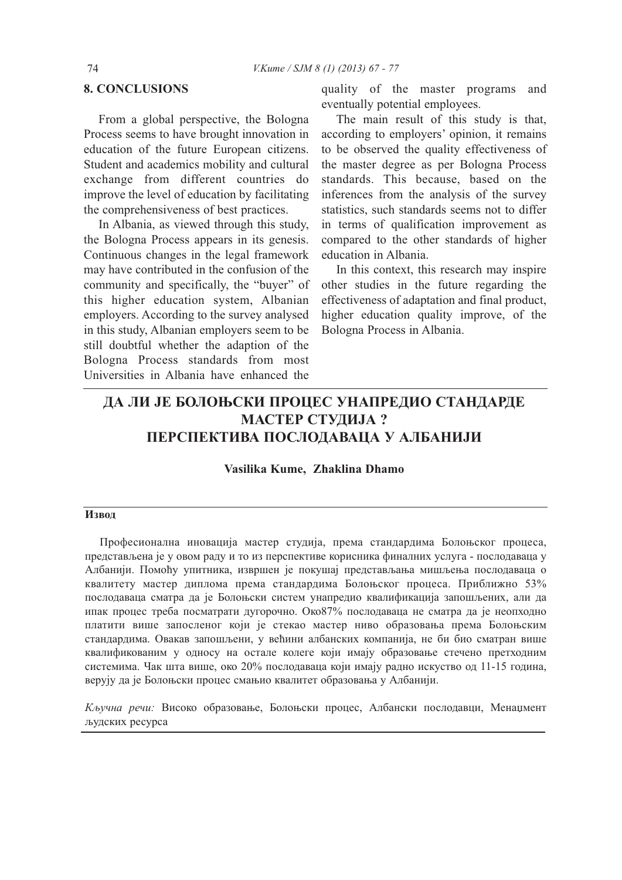## 8. CONCLUSIONS

From a global perspective, the Bologna Process seems to have brought innovation in education of the future European citizens. Student and academics mobility and cultural exchange from different countries do improve the level of education by facilitating the comprehensiveness of best practices.

In Albania, as viewed through this study, the Bologna Process appears in its genesis. Continuous changes in the legal framework may have contributed in the confusion of the community and specifically, the "buyer" of this higher education system, Albanian employers. According to the survey analysed in this study, Albanian employers seem to be still doubtful whether the adaption of the Bologna Process standards from most Universities in Albania have enhanced the quality of the master programs and eventually potential employees.

The main result of this study is that, according to employers' opinion, it remains to be observed the quality effectiveness of the master degree as per Bologna Process standards. This because, based on the inferences from the analysis of the survey statistics, such standards seems not to differ in terms of qualification improvement as compared to the other standards of higher education in Albania.

In this context, this research may inspire other studies in the future regarding the effectiveness of adaptation and final product, higher education quality improve, of the Bologna Process in Albania.

# ДА ЛИ ЈЕ БОЛОЊСКИ ПРОЦЕС УНАПРЕДИО СТАНДАРДЕ МАСТЕР СТУДИЈА ? ПЕРСПЕКТИВА ПОСЛОДАВАЦА У АЛБАНИЈИ

**Vasilika Kume, Zhaklina Dhamo**

### Извод

Професионална иновација мастер студија, према стандардима Болоњског процеса, представљена је у овом раду и то из перспективе корисника финалних услуга - послодаваца у Албанији. Помоћу упитника, извршен је покушај представљања мишљења послодаваца о квалитету мастер диплома према стандардима Болоњског процеса. Приближно 53% послодаваца сматра да је Болоњски систем унапредио квалификација запошљених, али да ипак процес треба посматрати дугорочно. Око87% послодаваца не сматра да је неопходно платити више запосленог који је стекао мастер ниво образовања према Болоњским стандардима. Овакав запошљени, у већини албанских компанија, не би био сматран више квалификованим у односу на остале колеге који имају образовање стечено претходним системима. Чак шта више, око 20% послодаваца који имају радно искуство од 11-15 година, верују да је Болоњски процес смањио квалитет образовања у Албанији.

*Кључна речи:* Високо образовање, Болоњски процес, Албански послодавци, Менаџмент људских ресурса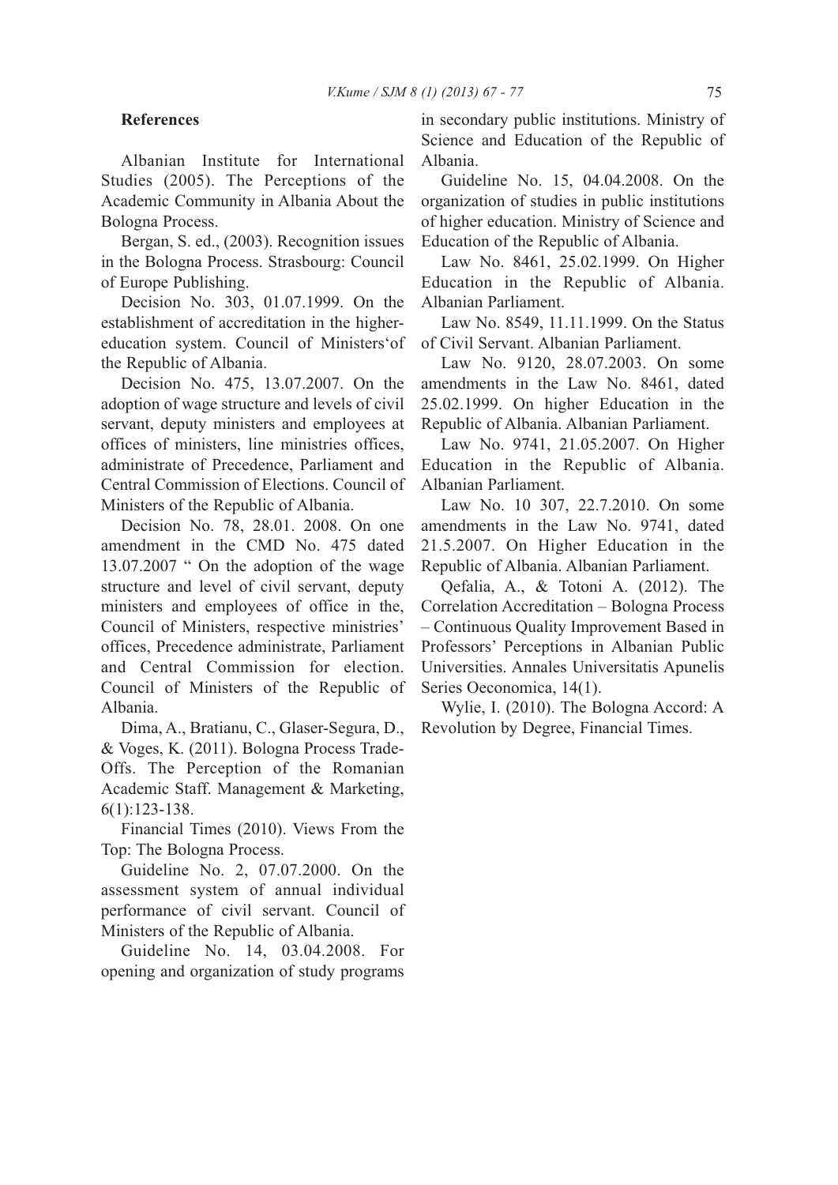## References

Albanian Institute for International Studies (2005). The Perceptions of the Academic Community in Albania About the Bologna Process.

Bergan, S. ed., (2003). Recognition issues in the Bologna Process. Strasbourg: Council of Europe Publishing.

Decision No. 303, 01.07.1999. On the establishment of accreditation in the higher-education system. Council of Ministers'of the Republic of Albania.

Decision No. 475, 13.07.2007. On the adoption of wage structure and levels of civil servant, deputy ministers and employees at offices of ministers, line ministries offices, administrate of Precedence, Parliament and Central Commission of Elections. Council of Ministers of the Republic of Albania.

Decision No. 78, 28.01. 2008. On one amendment in the CMD No. 475 dated 13.07.2007 " On the adoption of the wage structure and level of civil servant, deputy ministers and employees of office in the, Council of Ministers, respective ministries' offices, Precedence administrate, Parliament and Central Commission for election. Council of Ministers of the Republic of Albania.

Dima, A., Bratianu, C., Glaser-Segura, D., & Voges, K. (2011). Bologna Process Trade-Offs. The Perception of the Romanian Academic Staff. Management & Marketing, 6(1):123-138.

Financial Times (2010). Views From the Top: The Bologna Process.

Guideline No. 2, 07.07.2000. On the assessment system of annual individual performance of civil servant. Council of Ministers of the Republic of Albania.

Guideline No. 14, 03.04.2008. For opening and organization of study programs in secondary public institutions. Ministry of Science and Education of the Republic of Albania.

Guideline No. 15, 04.04.2008. On the organization of studies in public institutions of higher education. Ministry of Science and Education of the Republic of Albania.

Law No. 8461, 25.02.1999. On Higher Education in the Republic of Albania. Albanian Parliament.

Law No. 8549, 11.11.1999. On the Status of Civil Servant. Albanian Parliament.

Law No. 9120, 28.07.2003. On some amendments in the Law No. 8461, dated 25.02.1999. On higher Education in the Republic of Albania. Albanian Parliament.

Law No. 9741, 21.05.2007. On Higher Education in the Republic of Albania. Albanian Parliament.

Law No. 10 307, 22.7.2010. On some amendments in the Law No. 9741, dated 21.5.2007. On Higher Education in the Republic of Albania. Albanian Parliament.

Qefalia, A., & Totoni A. (2012). The Correlation Accreditation – Bologna Process – Continuous Quality Improvement Based in Professors' Perceptions in Albanian Public Universities. Annales Universitatis Apunelis Series Oeconomica, 14(1).

Wylie, I. (2010). The Bologna Accord: A Revolution by Degree, Financial Times.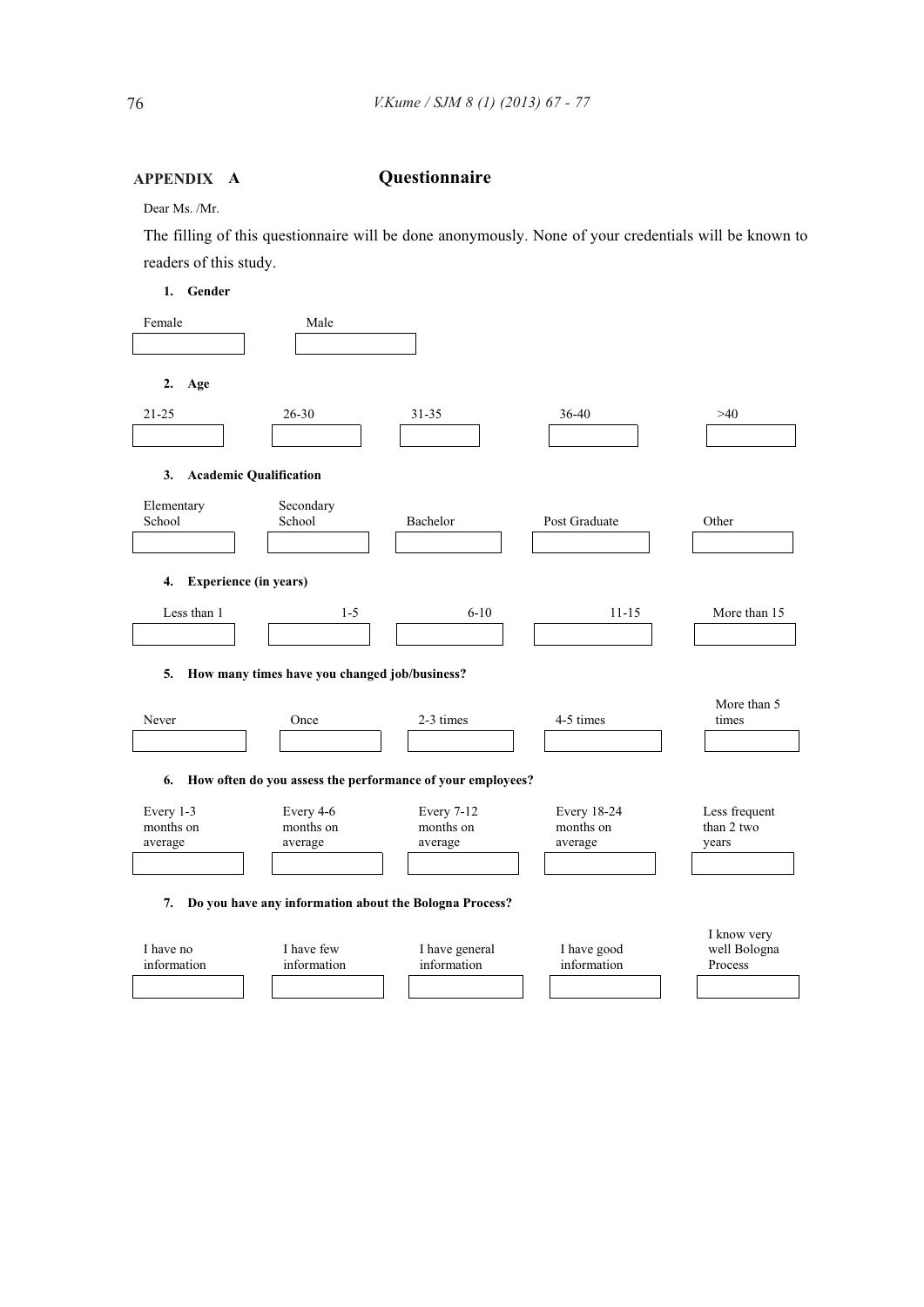## APPENDIX A Questionnaire

Dear Ms. /Mr.

The filling of this questionnaire will be done anonymously. None of your credentials will be known to readers of this study.

**1. Gender**

| Female | Male |
|---|---|
| | |

**2. Age**

| 21-25 | 26-30 | 31-35 | 36-40 | >40 |
|---|---|---|---|---|
| | | | | |

**3. Academic Qualification**

| Elementary School | Secondary School | Bachelor | Post Graduate | Other |
|---|---|---|---|---|
| | | | | |

**4. Experience (in years)**

| Less than 1 | 1-5 | 6-10 | 11-15 | More than 15 |
|---|---|---|---|---|
| | | | | |

**5. How many times have you changed job/business?**

| Never | Once | 2-3 times | 4-5 times | More than 5 times |
|---|---|---|---|---|
| | | | | |

**6. How often do you assess the performance of your employees?**

| Every 1-3 months on average | Every 4-6 months on average | Every 7-12 months on average | Every 18-24 months on average | Less frequent than 2 two years |
|---|---|---|---|---|
| | | | | |

**7. Do you have any information about the Bologna Process?**

| I have no information | I have few information | I have general information | I have good information | I know very well Bologna Process |
|---|---|---|---|---|
| | | | | |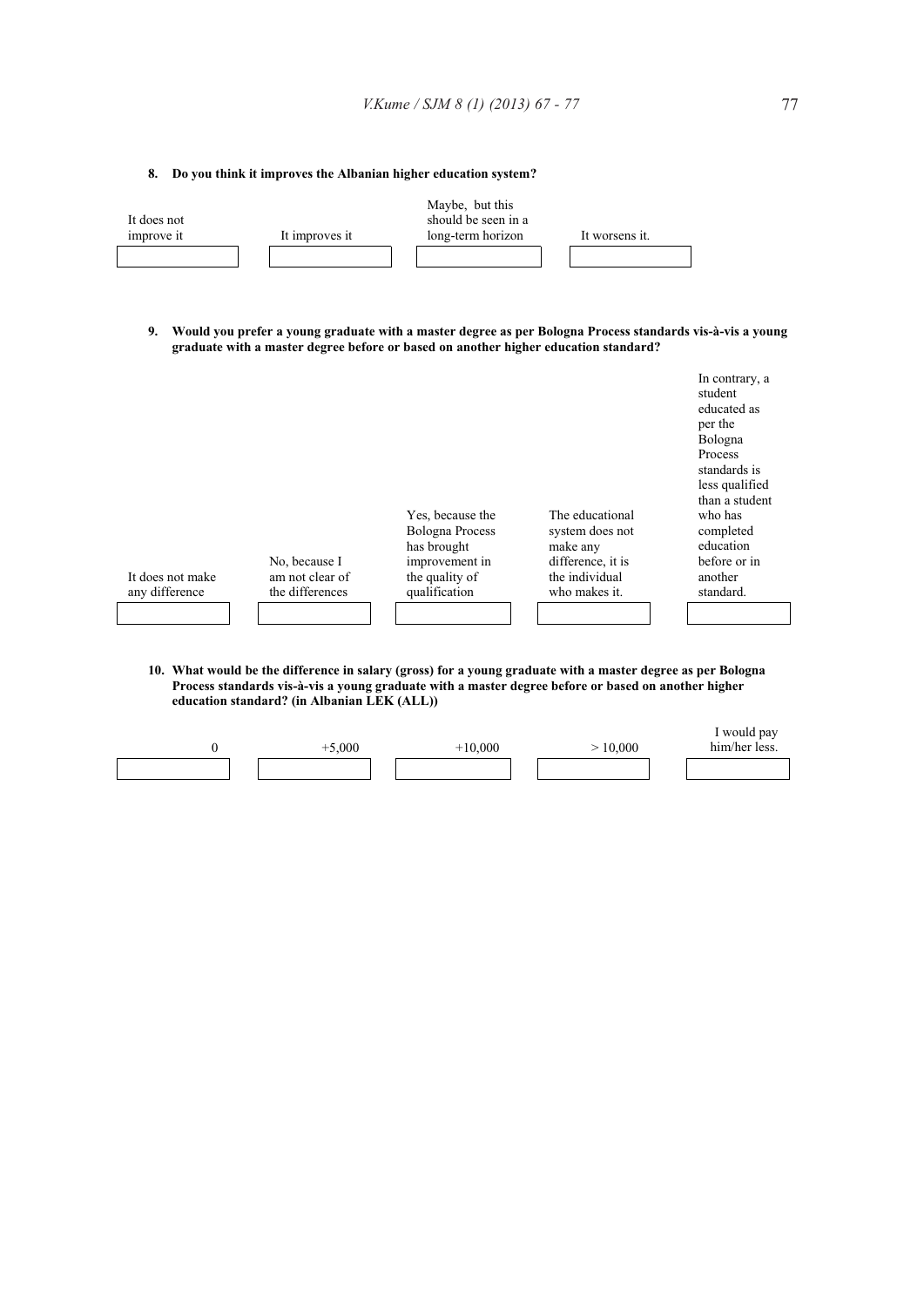**8. Do you think it improves the Albanian higher education system?**

| It does not improve it | It improves it | Maybe, but this should be seen in a long-term horizon | It worsens it. |
|---|---|---|---|
| | | | |

**9. Would you prefer a young graduate with a master degree as per Bologna Process standards vis-à-vis a young graduate with a master degree before or based on another higher education standard?**

| It does not make any difference | No, because I am not clear of the differences | Yes, because the Bologna Process has brought improvement in the quality of qualification | The educational system does not make any difference, it is the individual who makes it. | In contrary, a student educated as per the Bologna Process standards is less qualified than a student who has completed education before or in another standard. |
|---|---|---|---|---|
| | | | | |

**10. What would be the difference in salary (gross) for a young graduate with a master degree as per Bologna Process standards vis-à-vis a young graduate with a master degree before or based on another higher education standard? (in Albanian LEK (ALL))**

| 0 | +5,000 | +10,000 | > 10,000 | I would pay him/her less. |
|---|---|---|---|---|
| | | | | |